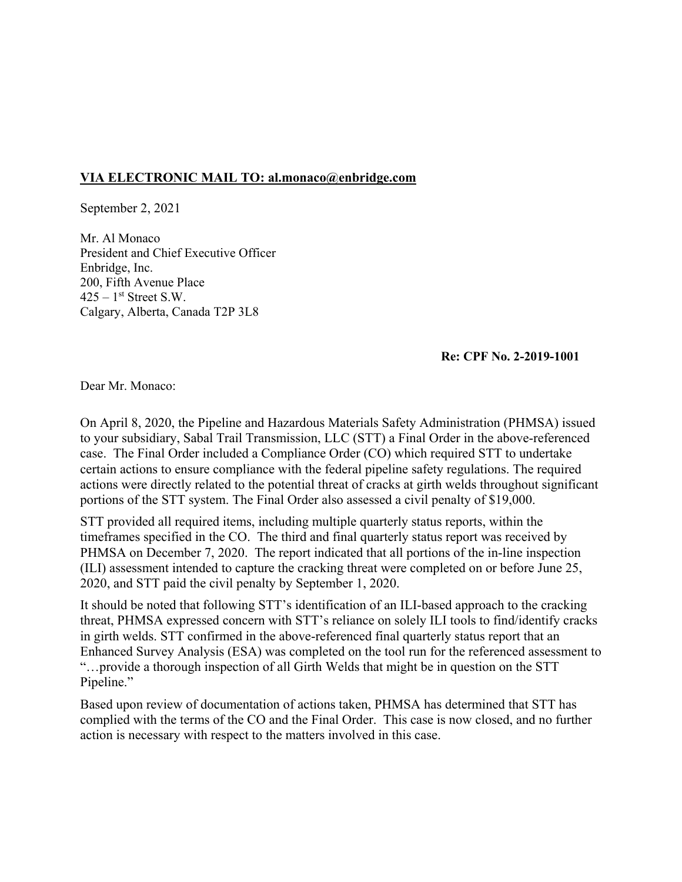**<u>VIA ELECTRONIC MAIL TO: al.monaco@enbridge.com</u>**

September 2, 2021

Mr. Al Monaco
President and Chief Executive Officer
Enbridge, Inc.
200, Fifth Avenue Place
425 – 1st Street S.W.
Calgary, Alberta, Canada T2P 3L8

**Re: CPF No. 2-2019-1001**

Dear Mr. Monaco:

On April 8, 2020, the Pipeline and Hazardous Materials Safety Administration (PHMSA) issued to your subsidiary, Sabal Trail Transmission, LLC (STT) a Final Order in the above-referenced case. The Final Order included a Compliance Order (CO) which required STT to undertake certain actions to ensure compliance with the federal pipeline safety regulations. The required actions were directly related to the potential threat of cracks at girth welds throughout significant portions of the STT system. The Final Order also assessed a civil penalty of $19,000.

STT provided all required items, including multiple quarterly status reports, within the timeframes specified in the CO. The third and final quarterly status report was received by PHMSA on December 7, 2020. The report indicated that all portions of the in-line inspection (ILI) assessment intended to capture the cracking threat were completed on or before June 25, 2020, and STT paid the civil penalty by September 1, 2020.

It should be noted that following STT's identification of an ILI-based approach to the cracking threat, PHMSA expressed concern with STT's reliance on solely ILI tools to find/identify cracks in girth welds. STT confirmed in the above-referenced final quarterly status report that an Enhanced Survey Analysis (ESA) was completed on the tool run for the referenced assessment to "…provide a thorough inspection of all Girth Welds that might be in question on the STT Pipeline."

Based upon review of documentation of actions taken, PHMSA has determined that STT has complied with the terms of the CO and the Final Order. This case is now closed, and no further action is necessary with respect to the matters involved in this case.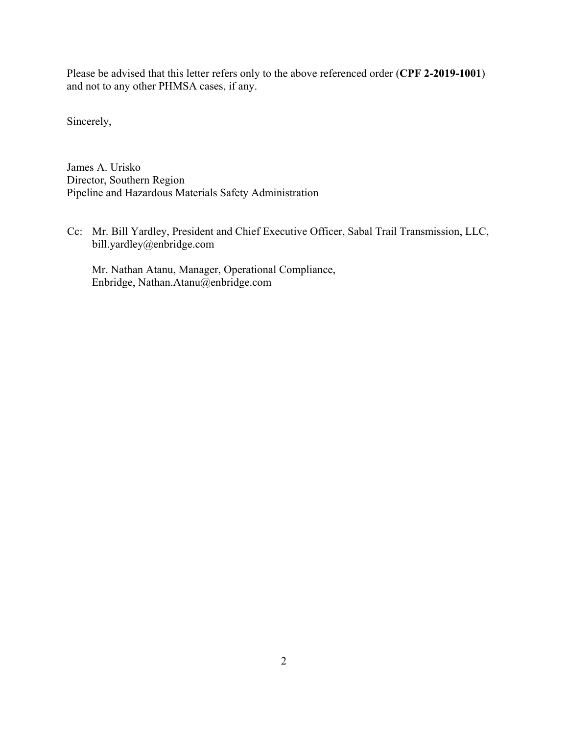Please be advised that this letter refers only to the above referenced order (**CPF 2-2019-1001**) and not to any other PHMSA cases, if any.

Sincerely,

James A. Urisko
Director, Southern Region
Pipeline and Hazardous Materials Safety Administration

Cc: Mr. Bill Yardley, President and Chief Executive Officer, Sabal Trail Transmission, LLC, bill.yardley@enbridge.com

Mr. Nathan Atanu, Manager, Operational Compliance, Enbridge, Nathan.Atanu@enbridge.com